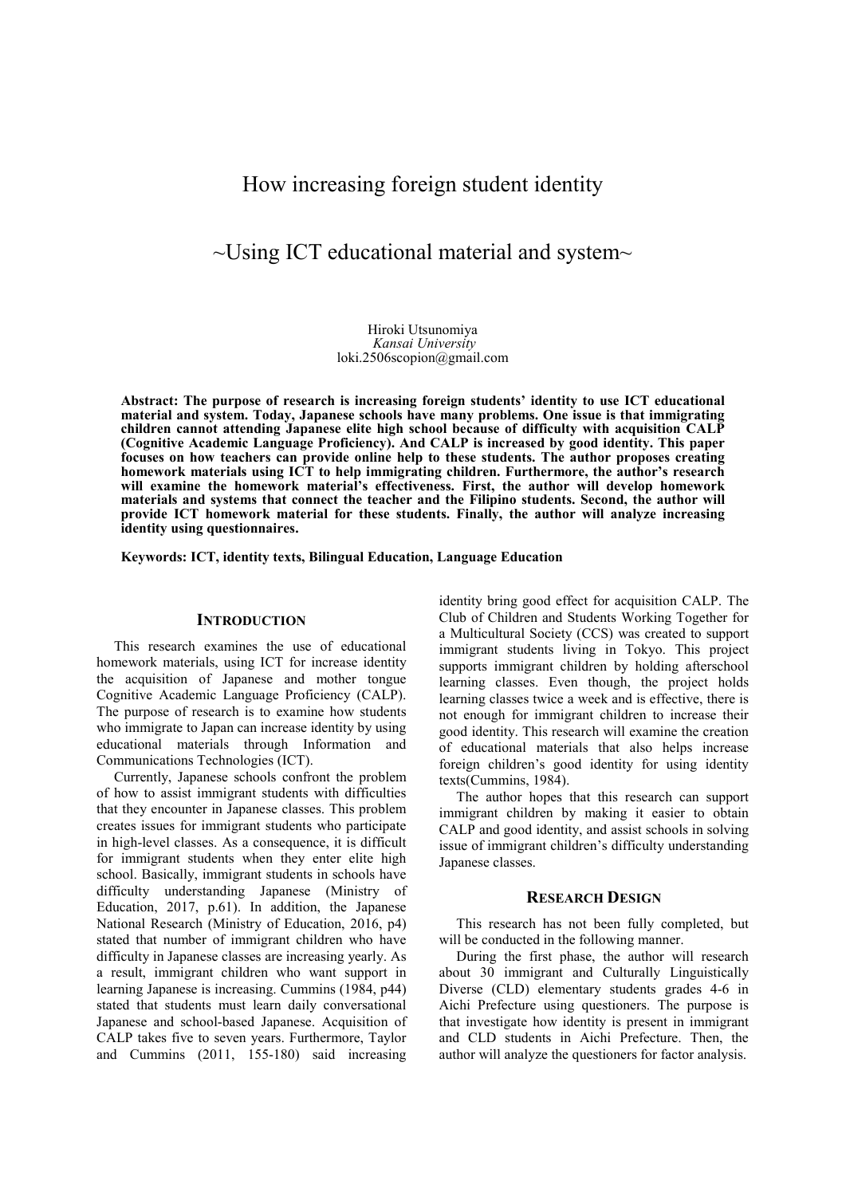# How increasing foreign student identity

# ~Using ICT educational material and system~

Hiroki Utsunomiya
*Kansai University*
loki.2506scopion@gmail.com

**Abstract: The purpose of research is increasing foreign students' identity to use ICT educational material and system. Today, Japanese schools have many problems. One issue is that immigrating children cannot attending Japanese elite high school because of difficulty with acquisition CALP (Cognitive Academic Language Proficiency). And CALP is increased by good identity. This paper focuses on how teachers can provide online help to these students. The author proposes creating homework materials using ICT to help immigrating children. Furthermore, the author's research will examine the homework material's effectiveness. First, the author will develop homework materials and systems that connect the teacher and the Filipino students. Second, the author will provide ICT homework material for these students. Finally, the author will analyze increasing identity using questionnaires.**

**Keywords: ICT, identity texts, Bilingual Education, Language Education**

## INTRODUCTION

This research examines the use of educational homework materials, using ICT for increase identity the acquisition of Japanese and mother tongue Cognitive Academic Language Proficiency (CALP). The purpose of research is to examine how students who immigrate to Japan can increase identity by using educational materials through Information and Communications Technologies (ICT).

Currently, Japanese schools confront the problem of how to assist immigrant students with difficulties that they encounter in Japanese classes. This problem creates issues for immigrant students who participate in high-level classes. As a consequence, it is difficult for immigrant students when they enter elite high school. Basically, immigrant students in schools have difficulty understanding Japanese (Ministry of Education, 2017, p.61). In addition, the Japanese National Research (Ministry of Education, 2016, p4) stated that number of immigrant children who have difficulty in Japanese classes are increasing yearly. As a result, immigrant children who want support in learning Japanese is increasing. Cummins (1984, p44) stated that students must learn daily conversational Japanese and school-based Japanese. Acquisition of CALP takes five to seven years. Furthermore, Taylor and Cummins (2011, 155-180) said increasing identity bring good effect for acquisition CALP. The Club of Children and Students Working Together for a Multicultural Society (CCS) was created to support immigrant students living in Tokyo. This project supports immigrant children by holding afterschool learning classes. Even though, the project holds learning classes twice a week and is effective, there is not enough for immigrant children to increase their good identity. This research will examine the creation of educational materials that also helps increase foreign children's good identity for using identity texts(Cummins, 1984).

The author hopes that this research can support immigrant children by making it easier to obtain CALP and good identity, and assist schools in solving issue of immigrant children's difficulty understanding Japanese classes.

## RESEARCH DESIGN

This research has not been fully completed, but will be conducted in the following manner.

During the first phase, the author will research about 30 immigrant and Culturally Linguistically Diverse (CLD) elementary students grades 4-6 in Aichi Prefecture using questioners. The purpose is that investigate how identity is present in immigrant and CLD students in Aichi Prefecture. Then, the author will analyze the questioners for factor analysis.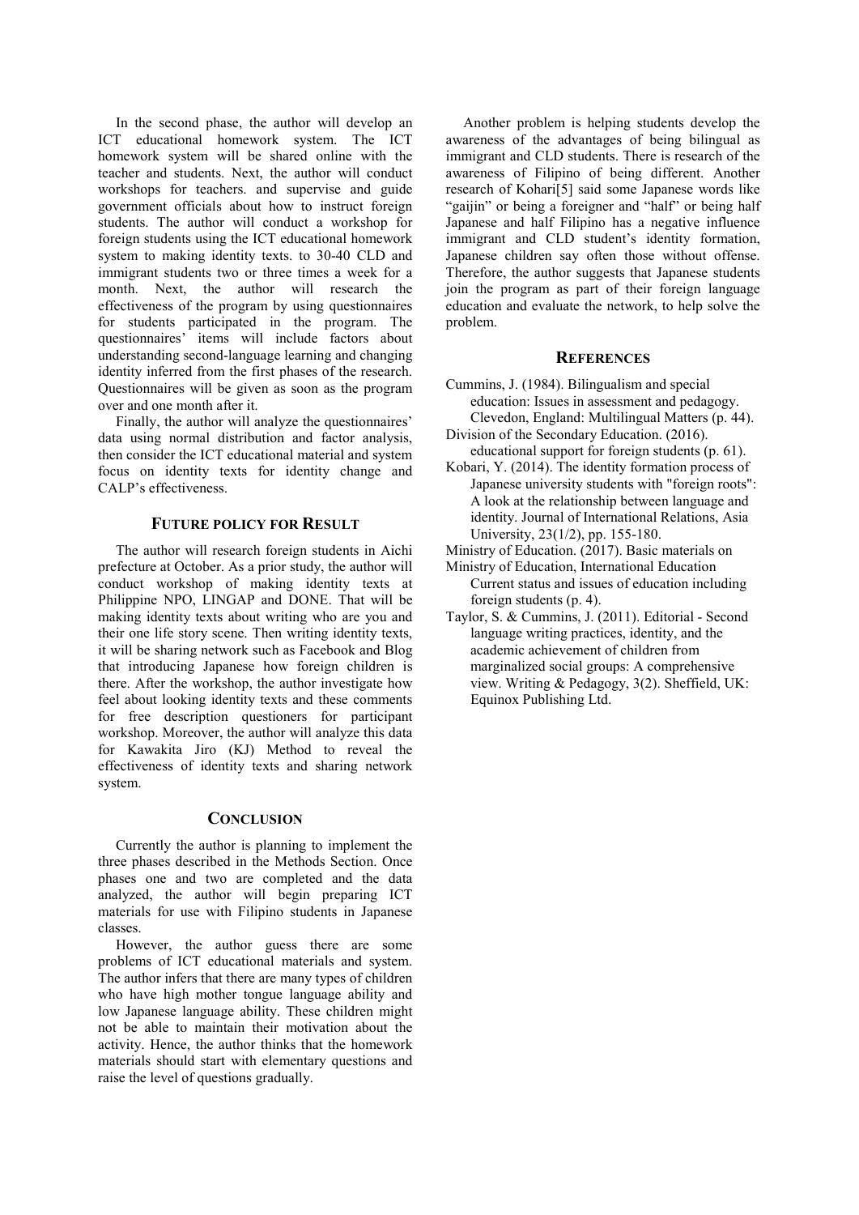In the second phase, the author will develop an ICT educational homework system. The ICT homework system will be shared online with the teacher and students. Next, the author will conduct workshops for teachers. and supervise and guide government officials about how to instruct foreign students. The author will conduct a workshop for foreign students using the ICT educational homework system to making identity texts. to 30-40 CLD and immigrant students two or three times a week for a month. Next, the author will research the effectiveness of the program by using questionnaires for students participated in the program. The questionnaires' items will include factors about understanding second-language learning and changing identity inferred from the first phases of the research. Questionnaires will be given as soon as the program over and one month after it.

Finally, the author will analyze the questionnaires' data using normal distribution and factor analysis, then consider the ICT educational material and system focus on identity texts for identity change and CALP's effectiveness.

## Future Policy for Result

The author will research foreign students in Aichi prefecture at October. As a prior study, the author will conduct workshop of making identity texts at Philippine NPO, LINGAP and DONE. That will be making identity texts about writing who are you and their one life story scene. Then writing identity texts, it will be sharing network such as Facebook and Blog that introducing Japanese how foreign children is there. After the workshop, the author investigate how feel about looking identity texts and these comments for free description questioners for participant workshop. Moreover, the author will analyze this data for Kawakita Jiro (KJ) Method to reveal the effectiveness of identity texts and sharing network system.

## Conclusion

Currently the author is planning to implement the three phases described in the Methods Section. Once phases one and two are completed and the data analyzed, the author will begin preparing ICT materials for use with Filipino students in Japanese classes.

However, the author guess there are some problems of ICT educational materials and system. The author infers that there are many types of children who have high mother tongue language ability and low Japanese language ability. These children might not be able to maintain their motivation about the activity. Hence, the author thinks that the homework materials should start with elementary questions and raise the level of questions gradually.

Another problem is helping students develop the awareness of the advantages of being bilingual as immigrant and CLD students. There is research of the awareness of Filipino of being different. Another research of Kohari[5] said some Japanese words like "gaijin" or being a foreigner and "half" or being half Japanese and half Filipino has a negative influence immigrant and CLD student's identity formation, Japanese children say often those without offense. Therefore, the author suggests that Japanese students join the program as part of their foreign language education and evaluate the network, to help solve the problem.

## References

Cummins, J. (1984). Bilingualism and special education: Issues in assessment and pedagogy. Clevedon, England: Multilingual Matters (p. 44).

Division of the Secondary Education. (2016). educational support for foreign students (p. 61).

Kobari, Y. (2014). The identity formation process of Japanese university students with "foreign roots": A look at the relationship between language and identity. Journal of International Relations, Asia University, 23(1/2), pp. 155-180.

Ministry of Education. (2017). Basic materials on

Ministry of Education, International Education Current status and issues of education including foreign students (p. 4).

Taylor, S. & Cummins, J. (2011). Editorial - Second language writing practices, identity, and the academic achievement of children from marginalized social groups: A comprehensive view. Writing & Pedagogy, 3(2). Sheffield, UK: Equinox Publishing Ltd.